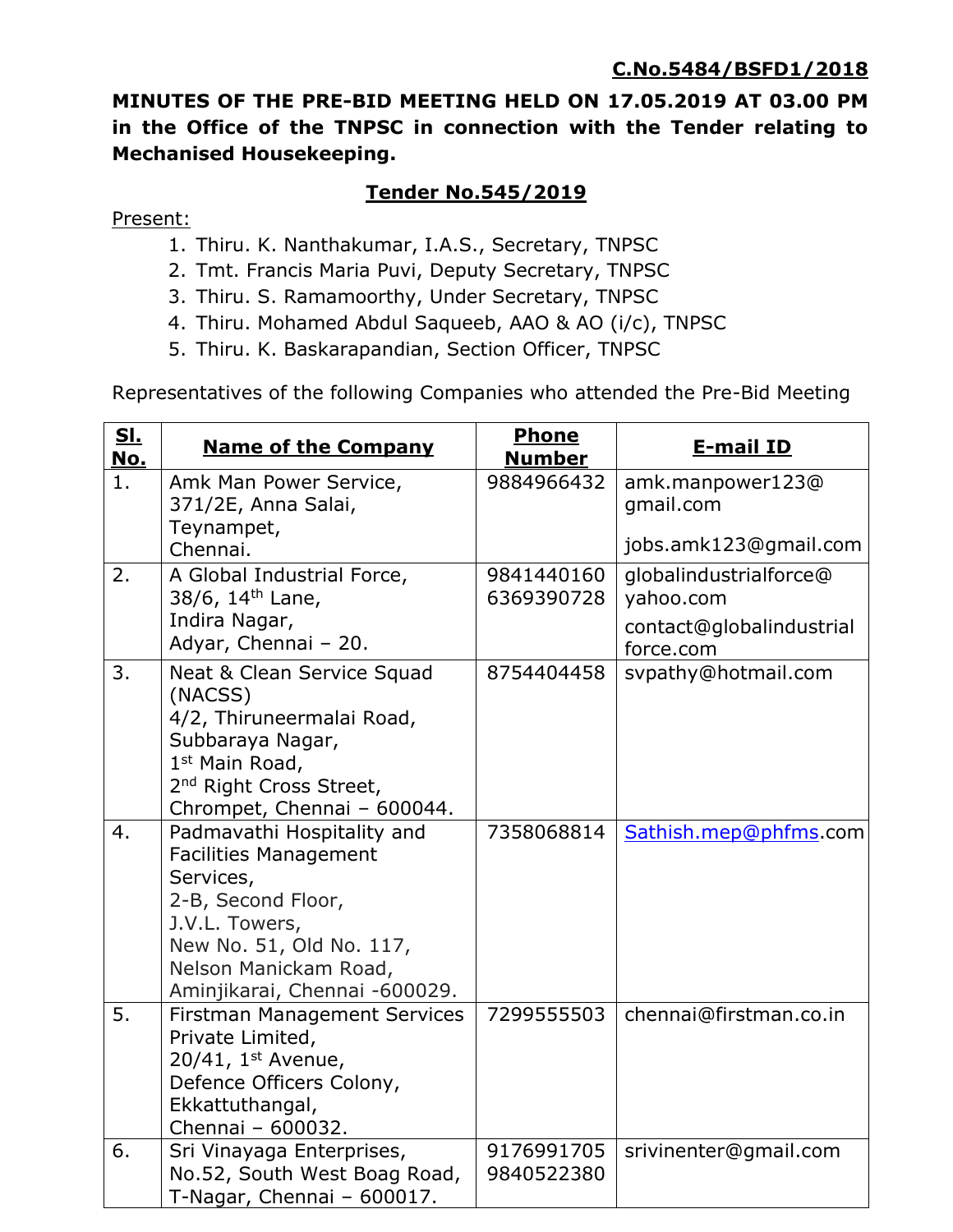**C.No.5484/BSFD1/2018**

**MINUTES OF THE PRE-BID MEETING HELD ON 17.05.2019 AT 03.00 PM in the Office of the TNPSC in connection with the Tender relating to Mechanised Housekeeping.**

**Tender No.545/2019**

Present:

1. Thiru. K. Nanthakumar, I.A.S., Secretary, TNPSC
2. Tmt. Francis Maria Puvi, Deputy Secretary, TNPSC
3. Thiru. S. Ramamoorthy, Under Secretary, TNPSC
4. Thiru. Mohamed Abdul Saqueeb, AAO & AO (i/c), TNPSC
5. Thiru. K. Baskarapandian, Section Officer, TNPSC

Representatives of the following Companies who attended the Pre-Bid Meeting

| Sl. No. | Name of the Company | Phone Number | E-mail ID |
|---|---|---|---|
| 1. | Amk Man Power Service, 371/2E, Anna Salai, Teynampet, Chennai. | 9884966432 | amk.manpower123@gmail.com<br>jobs.amk123@gmail.com |
| 2. | A Global Industrial Force, 38/6, 14th Lane, Indira Nagar, Adyar, Chennai – 20. | 9841440160<br>6369390728 | globalindustrialforce@yahoo.com<br>contact@globalindustrialforce.com |
| 3. | Neat & Clean Service Squad (NACSS) 4/2, Thiruneermalai Road, Subbaraya Nagar, 1st Main Road, 2nd Right Cross Street, Chrompet, Chennai – 600044. | 8754404458 | svpathy@hotmail.com |
| 4. | Padmavathi Hospitality and Facilities Management Services, 2-B, Second Floor, J.V.L. Towers, New No. 51, Old No. 117, Nelson Manickam Road, Aminjikarai, Chennai -600029. | 7358068814 | Sathish.mep@phfms.com |
| 5. | Firstman Management Services Private Limited, 20/41, 1st Avenue, Defence Officers Colony, Ekkattuthangal, Chennai – 600032. | 7299555503 | chennai@firstman.co.in |
| 6. | Sri Vinayaga Enterprises, No.52, South West Boag Road, T-Nagar, Chennai – 600017. | 9176991705<br>9840522380 | srivinenter@gmail.com |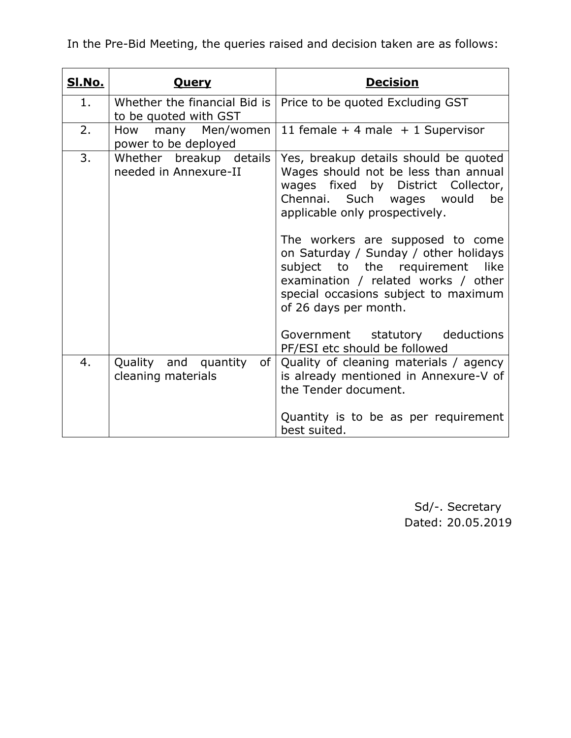In the Pre-Bid Meeting, the queries raised and decision taken are as follows:

| **Sl.No.** | **Query** | **Decision** |
|---|---|---|
| 1. | Whether the financial Bid is to be quoted with GST | Price to be quoted Excluding GST |
| 2. | How many Men/women power to be deployed | 11 female + 4 male + 1 Supervisor |
| 3. | Whether breakup details needed in Annexure-II | Yes, breakup details should be quoted Wages should not be less than annual wages fixed by District Collector, Chennai. Such wages would be applicable only prospectively.<br><br>The workers are supposed to come on Saturday / Sunday / other holidays subject to the requirement like examination / related works / other special occasions subject to maximum of 26 days per month.<br><br>Government statutory deductions PF/ESI etc should be followed |
| 4. | Quality and quantity of cleaning materials | Quality of cleaning materials / agency is already mentioned in Annexure-V of the Tender document.<br><br>Quantity is to be as per requirement best suited. |

Sd/-. Secretary
Dated: 20.05.2019